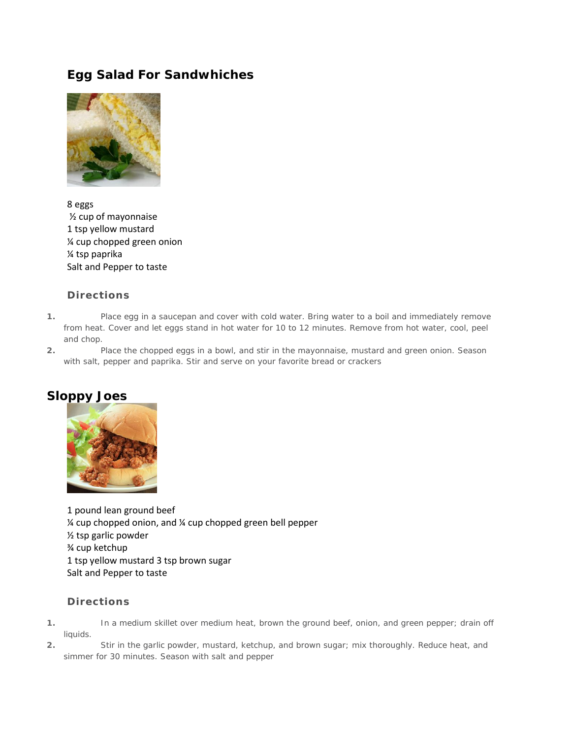## Egg Salad For Sandwhiches

8 eggs
½ cup of mayonnaise
1 tsp yellow mustard
¼ cup chopped green onion
¼ tsp paprika
Salt and Pepper to taste

### Directions

1. Place egg in a saucepan and cover with cold water. Bring water to a boil and immediately remove from heat. Cover and let eggs stand in hot water for 10 to 12 minutes. Remove from hot water, cool, peel and chop.
2. Place the chopped eggs in a bowl, and stir in the mayonnaise, mustard and green onion. Season with salt, pepper and paprika. Stir and serve on your favorite bread or crackers

## Sloppy Joes

1 pound lean ground beef
¼ cup chopped onion, and ¼ cup chopped green bell pepper
½ tsp garlic powder
¾ cup ketchup
1 tsp yellow mustard 3 tsp brown sugar
Salt and Pepper to taste

### Directions

1. In a medium skillet over medium heat, brown the ground beef, onion, and green pepper; drain off liquids.
2. Stir in the garlic powder, mustard, ketchup, and brown sugar; mix thoroughly. Reduce heat, and simmer for 30 minutes. Season with salt and pepper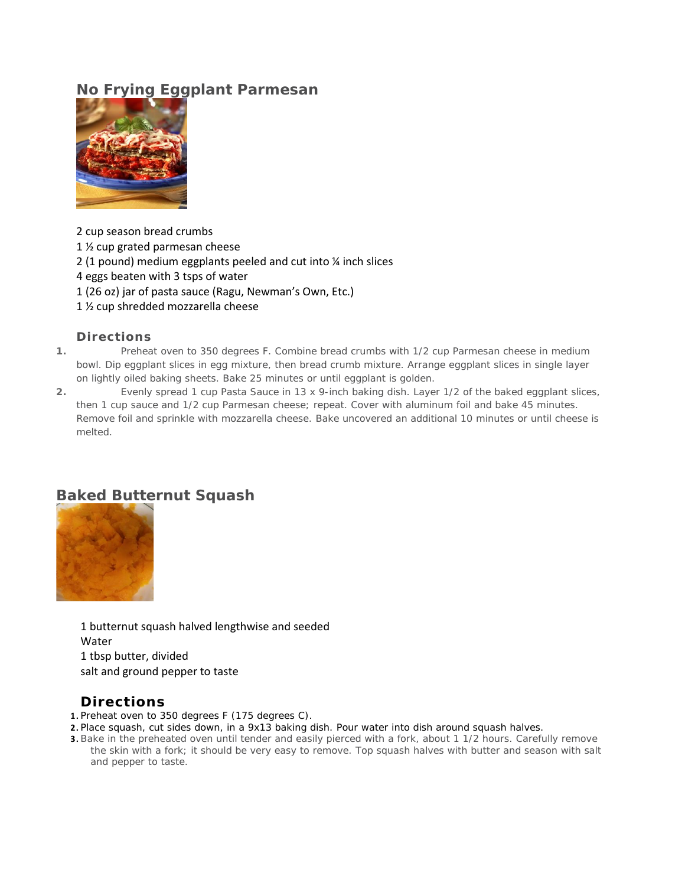## No Frying Eggplant Parmesan

2 cup season bread crumbs
1 ½ cup grated parmesan cheese
2 (1 pound) medium eggplants peeled and cut into ¼ inch slices
4 eggs beaten with 3 tsps of water
1 (26 oz) jar of pasta sauce (Ragu, Newman's Own, Etc.)
1 ½ cup shredded mozzarella cheese

### Directions

1. Preheat oven to 350 degrees F. Combine bread crumbs with 1/2 cup Parmesan cheese in medium bowl. Dip eggplant slices in egg mixture, then bread crumb mixture. Arrange eggplant slices in single layer on lightly oiled baking sheets. Bake 25 minutes or until eggplant is golden.
2. Evenly spread 1 cup Pasta Sauce in 13 x 9-inch baking dish. Layer 1/2 of the baked eggplant slices, then 1 cup sauce and 1/2 cup Parmesan cheese; repeat. Cover with aluminum foil and bake 45 minutes. Remove foil and sprinkle with mozzarella cheese. Bake uncovered an additional 10 minutes or until cheese is melted.

## Baked Butternut Squash

1 butternut squash halved lengthwise and seeded
Water
1 tbsp butter, divided
salt and ground pepper to taste

### Directions

1. Preheat oven to 350 degrees F (175 degrees C).
2. Place squash, cut sides down, in a 9x13 baking dish. Pour water into dish around squash halves.
3. Bake in the preheated oven until tender and easily pierced with a fork, about 1 1/2 hours. Carefully remove the skin with a fork; it should be very easy to remove. Top squash halves with butter and season with salt and pepper to taste.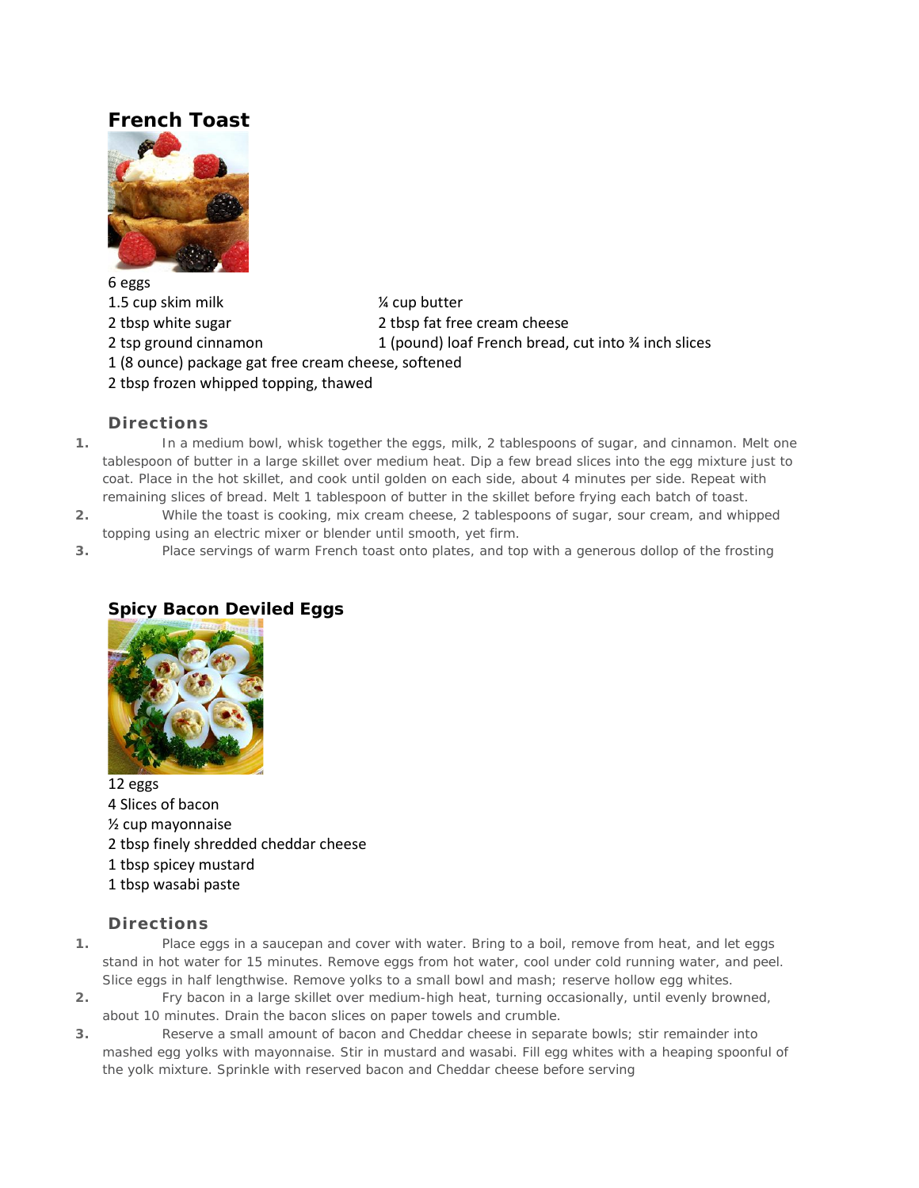## French Toast

6 eggs
1.5 cup skim milk
2 tbsp white sugar
2 tsp ground cinnamon
¼ cup butter
2 tbsp fat free cream cheese
1 (pound) loaf French bread, cut into ¾ inch slices
1 (8 ounce) package gat free cream cheese, softened
2 tbsp frozen whipped topping, thawed

### Directions

1. In a medium bowl, whisk together the eggs, milk, 2 tablespoons of sugar, and cinnamon. Melt one tablespoon of butter in a large skillet over medium heat. Dip a few bread slices into the egg mixture just to coat. Place in the hot skillet, and cook until golden on each side, about 4 minutes per side. Repeat with remaining slices of bread. Melt 1 tablespoon of butter in the skillet before frying each batch of toast.
2. While the toast is cooking, mix cream cheese, 2 tablespoons of sugar, sour cream, and whipped topping using an electric mixer or blender until smooth, yet firm.
3. Place servings of warm French toast onto plates, and top with a generous dollop of the frosting

## Spicy Bacon Deviled Eggs

12 eggs
4 Slices of bacon
½ cup mayonnaise
2 tbsp finely shredded cheddar cheese
1 tbsp spicey mustard
1 tbsp wasabi paste

### Directions

1. Place eggs in a saucepan and cover with water. Bring to a boil, remove from heat, and let eggs stand in hot water for 15 minutes. Remove eggs from hot water, cool under cold running water, and peel. Slice eggs in half lengthwise. Remove yolks to a small bowl and mash; reserve hollow egg whites.
2. Fry bacon in a large skillet over medium-high heat, turning occasionally, until evenly browned, about 10 minutes. Drain the bacon slices on paper towels and crumble.
3. Reserve a small amount of bacon and Cheddar cheese in separate bowls; stir remainder into mashed egg yolks with mayonnaise. Stir in mustard and wasabi. Fill egg whites with a heaping spoonful of the yolk mixture. Sprinkle with reserved bacon and Cheddar cheese before serving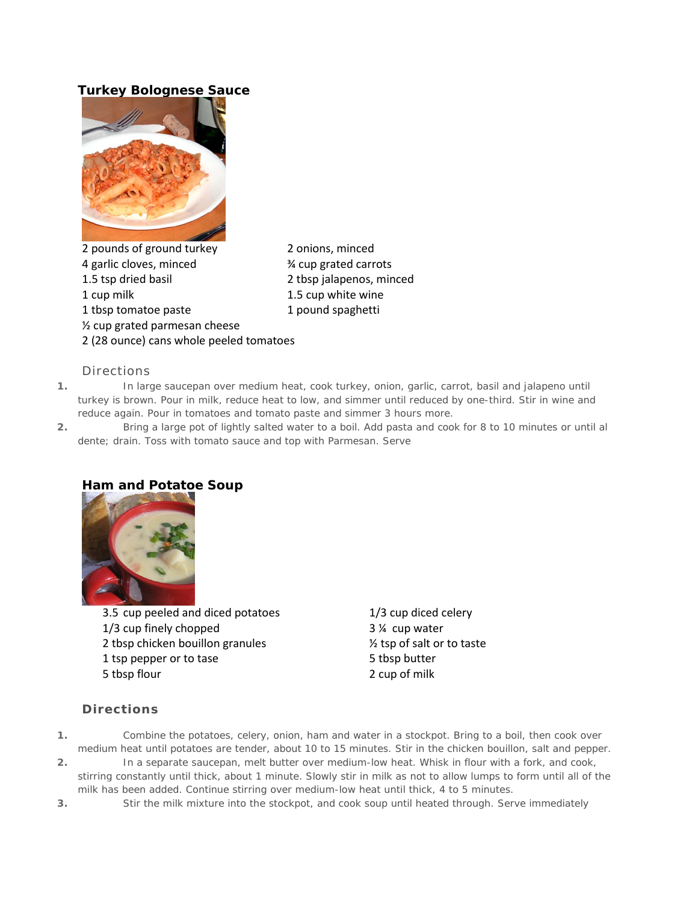## Turkey Bolognese Sauce

- 2 pounds of ground turkey
- 4 garlic cloves, minced
- 1.5 tsp dried basil
- 1 cup milk
- 1 tbsp tomatoe paste
- ½ cup grated parmesan cheese
- 2 (28 ounce) cans whole peeled tomatoes
- 2 onions, minced
- ¾ cup grated carrots
- 2 tbsp jalapenos, minced
- 1.5 cup white wine
- 1 pound spaghetti

### Directions

1. In large saucepan over medium heat, cook turkey, onion, garlic, carrot, basil and jalapeno until turkey is brown. Pour in milk, reduce heat to low, and simmer until reduced by one-third. Stir in wine and reduce again. Pour in tomatoes and tomato paste and simmer 3 hours more.
2. Bring a large pot of lightly salted water to a boil. Add pasta and cook for 8 to 10 minutes or until al dente; drain. Toss with tomato sauce and top with Parmesan. Serve

## Ham and Potatoe Soup

- 3.5 cup peeled and diced potatoes
- 1/3 cup finely chopped
- 2 tbsp chicken bouillon granules
- 1 tsp pepper or to tase
- 5 tbsp flour
- 1/3 cup diced celery
- 3 ¼ cup water
- ½ tsp of salt or to taste
- 5 tbsp butter
- 2 cup of milk

### Directions

1. Combine the potatoes, celery, onion, ham and water in a stockpot. Bring to a boil, then cook over medium heat until potatoes are tender, about 10 to 15 minutes. Stir in the chicken bouillon, salt and pepper.
2. In a separate saucepan, melt butter over medium-low heat. Whisk in flour with a fork, and cook, stirring constantly until thick, about 1 minute. Slowly stir in milk as not to allow lumps to form until all of the milk has been added. Continue stirring over medium-low heat until thick, 4 to 5 minutes.
3. Stir the milk mixture into the stockpot, and cook soup until heated through. Serve immediately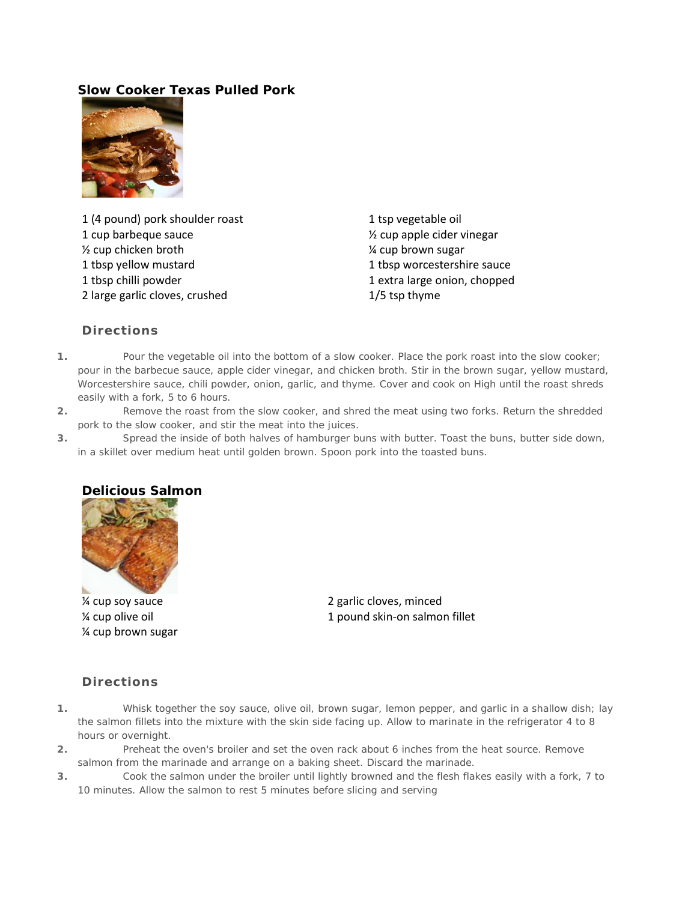## Slow Cooker Texas Pulled Pork

1 (4 pound) pork shoulder roast
1 cup barbeque sauce
½ cup chicken broth
1 tbsp yellow mustard
1 tbsp chilli powder
2 large garlic cloves, crushed
1 tsp vegetable oil
½ cup apple cider vinegar
¼ cup brown sugar
1 tbsp worcestershire sauce
1 extra large onion, chopped
1/5 tsp thyme

### Directions

1. Pour the vegetable oil into the bottom of a slow cooker. Place the pork roast into the slow cooker; pour in the barbecue sauce, apple cider vinegar, and chicken broth. Stir in the brown sugar, yellow mustard, Worcestershire sauce, chili powder, onion, garlic, and thyme. Cover and cook on High until the roast shreds easily with a fork, 5 to 6 hours.
2. Remove the roast from the slow cooker, and shred the meat using two forks. Return the shredded pork to the slow cooker, and stir the meat into the juices.
3. Spread the inside of both halves of hamburger buns with butter. Toast the buns, butter side down, in a skillet over medium heat until golden brown. Spoon pork into the toasted buns.

## Delicious Salmon

¼ cup soy sauce
¼ cup olive oil
¼ cup brown sugar
2 garlic cloves, minced
1 pound skin-on salmon fillet

### Directions

1. Whisk together the soy sauce, olive oil, brown sugar, lemon pepper, and garlic in a shallow dish; lay the salmon fillets into the mixture with the skin side facing up. Allow to marinate in the refrigerator 4 to 8 hours or overnight.
2. Preheat the oven's broiler and set the oven rack about 6 inches from the heat source. Remove salmon from the marinade and arrange on a baking sheet. Discard the marinade.
3. Cook the salmon under the broiler until lightly browned and the flesh flakes easily with a fork, 7 to 10 minutes. Allow the salmon to rest 5 minutes before slicing and serving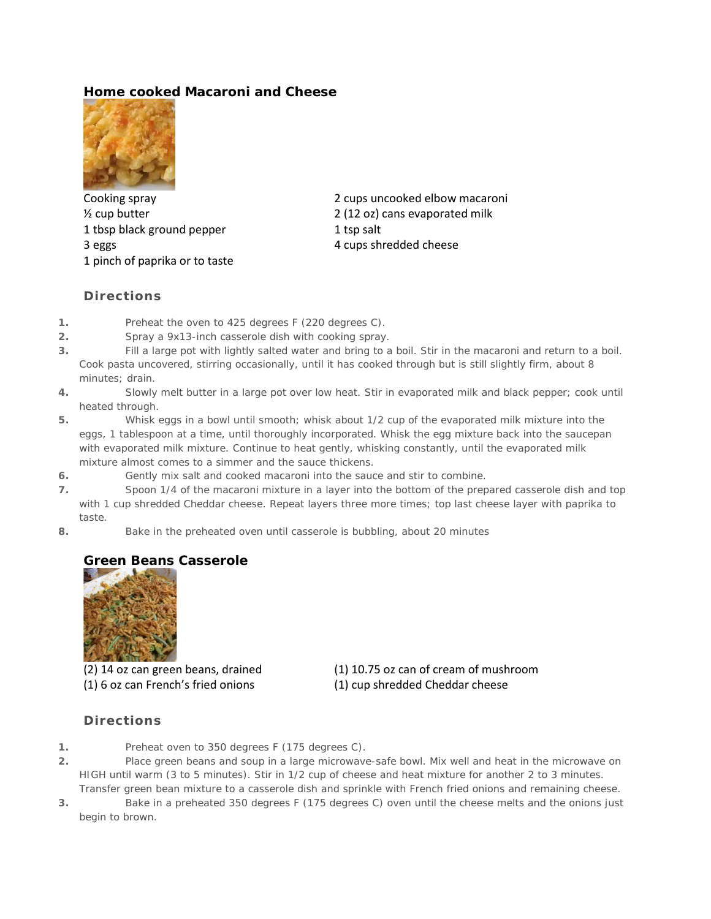## Home cooked Macaroni and Cheese

Cooking spray
½ cup butter
1 tbsp black ground pepper
3 eggs
1 pinch of paprika or to taste
2 cups uncooked elbow macaroni
2 (12 oz) cans evaporated milk
1 tsp salt
4 cups shredded cheese

### Directions

1. Preheat the oven to 425 degrees F (220 degrees C).
2. Spray a 9x13-inch casserole dish with cooking spray.
3. Fill a large pot with lightly salted water and bring to a boil. Stir in the macaroni and return to a boil. Cook pasta uncovered, stirring occasionally, until it has cooked through but is still slightly firm, about 8 minutes; drain.
4. Slowly melt butter in a large pot over low heat. Stir in evaporated milk and black pepper; cook until heated through.
5. Whisk eggs in a bowl until smooth; whisk about 1/2 cup of the evaporated milk mixture into the eggs, 1 tablespoon at a time, until thoroughly incorporated. Whisk the egg mixture back into the saucepan with evaporated milk mixture. Continue to heat gently, whisking constantly, until the evaporated milk mixture almost comes to a simmer and the sauce thickens.
6. Gently mix salt and cooked macaroni into the sauce and stir to combine.
7. Spoon 1/4 of the macaroni mixture in a layer into the bottom of the prepared casserole dish and top with 1 cup shredded Cheddar cheese. Repeat layers three more times; top last cheese layer with paprika to taste.
8. Bake in the preheated oven until casserole is bubbling, about 20 minutes

## Green Beans Casserole

(2) 14 oz can green beans, drained
(1) 6 oz can French's fried onions
(1) 10.75 oz can of cream of mushroom
(1) cup shredded Cheddar cheese

### Directions

1. Preheat oven to 350 degrees F (175 degrees C).
2. Place green beans and soup in a large microwave-safe bowl. Mix well and heat in the microwave on HIGH until warm (3 to 5 minutes). Stir in 1/2 cup of cheese and heat mixture for another 2 to 3 minutes. Transfer green bean mixture to a casserole dish and sprinkle with French fried onions and remaining cheese.
3. Bake in a preheated 350 degrees F (175 degrees C) oven until the cheese melts and the onions just begin to brown.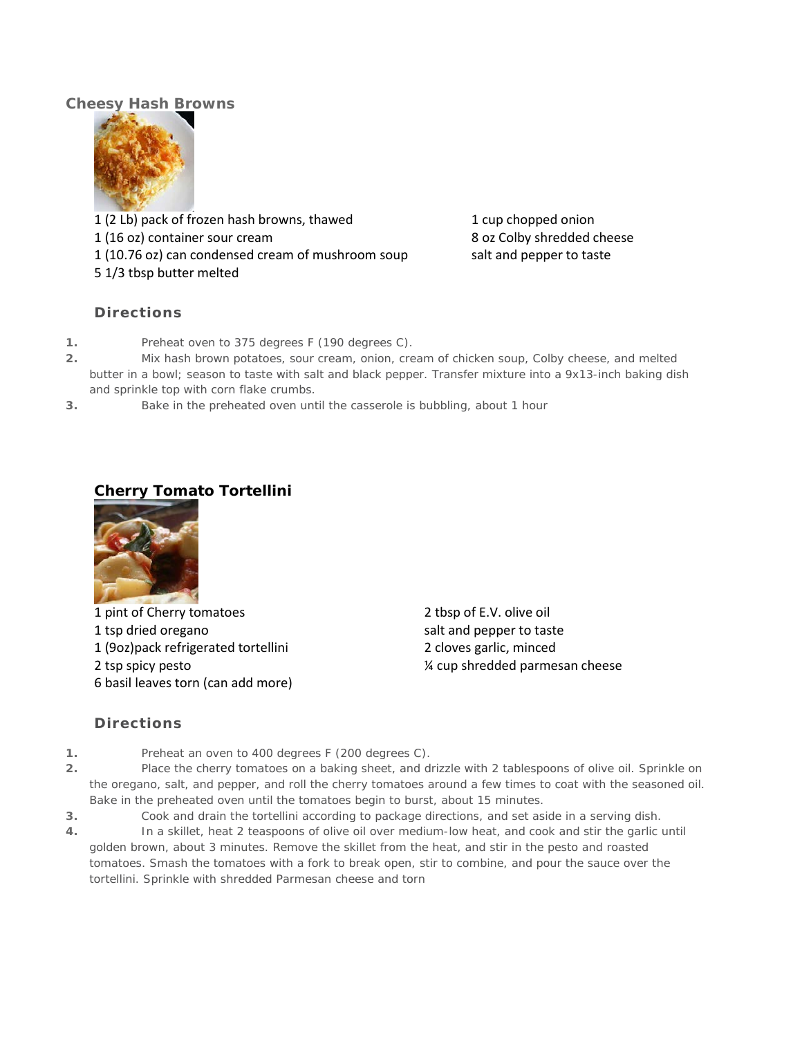## Cheesy Hash Browns

1 (2 Lb) pack of frozen hash browns, thawed
1 (16 oz) container sour cream
1 (10.76 oz) can condensed cream of mushroom soup
5 1/3 tbsp butter melted
1 cup chopped onion
8 oz Colby shredded cheese
salt and pepper to taste

### Directions

1. Preheat oven to 375 degrees F (190 degrees C).
2. Mix hash brown potatoes, sour cream, onion, cream of chicken soup, Colby cheese, and melted butter in a bowl; season to taste with salt and black pepper. Transfer mixture into a 9x13-inch baking dish and sprinkle top with corn flake crumbs.
3. Bake in the preheated oven until the casserole is bubbling, about 1 hour

## Cherry Tomato Tortellini

1 pint of Cherry tomatoes
1 tsp dried oregano
1 (9oz)pack refrigerated tortellini
2 tsp spicy pesto
6 basil leaves torn (can add more)
2 tbsp of E.V. olive oil
salt and pepper to taste
2 cloves garlic, minced
¼ cup shredded parmesan cheese

### Directions

1. Preheat an oven to 400 degrees F (200 degrees C).
2. Place the cherry tomatoes on a baking sheet, and drizzle with 2 tablespoons of olive oil. Sprinkle on the oregano, salt, and pepper, and roll the cherry tomatoes around a few times to coat with the seasoned oil. Bake in the preheated oven until the tomatoes begin to burst, about 15 minutes.
3. Cook and drain the tortellini according to package directions, and set aside in a serving dish.
4. In a skillet, heat 2 teaspoons of olive oil over medium-low heat, and cook and stir the garlic until golden brown, about 3 minutes. Remove the skillet from the heat, and stir in the pesto and roasted tomatoes. Smash the tomatoes with a fork to break open, stir to combine, and pour the sauce over the tortellini. Sprinkle with shredded Parmesan cheese and torn